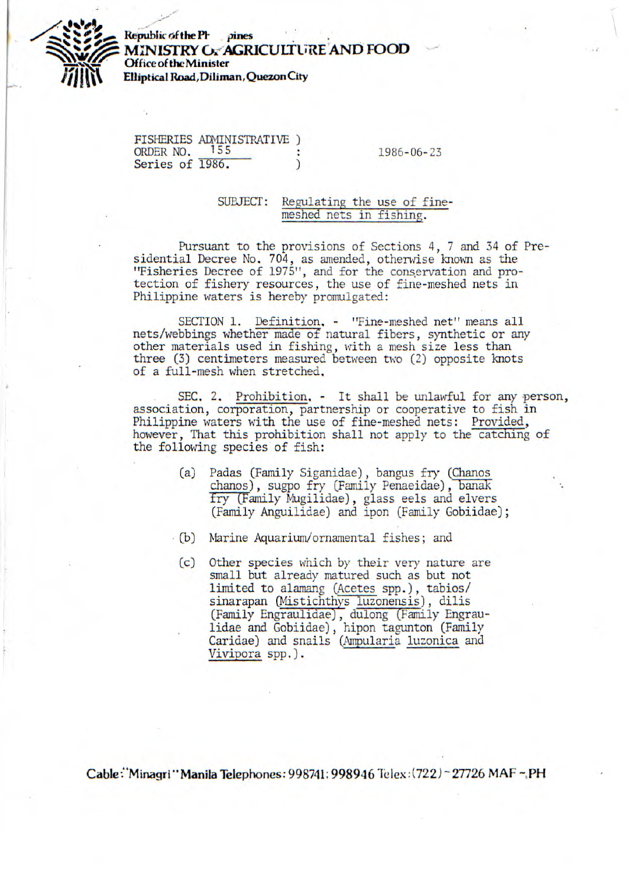Republic of the Philippines
**MINISTRY OF AGRICULTURE AND FOOD**
**Office of the Minister**
**Elliptical Road, Diliman, Quezon City**

FISHERIES ADMINISTRATIVE )
ORDER NO. 155 :
Series of 1986. )

1986-06-23

SUBJECT: Regulating the use of fine-meshed nets in fishing.

Pursuant to the provisions of Sections 4, 7 and 34 of Presidential Decree No. 704, as amended, otherwise known as the "Fisheries Decree of 1975", and for the conservation and protection of fishery resources, the use of fine-meshed nets in Philippine waters is hereby promulgated:

SECTION 1. Definition. - "Fine-meshed net" means all nets/webbings whether made of natural fibers, synthetic or any other materials used in fishing, with a mesh size less than three (3) centimeters measured between two (2) opposite knots of a full-mesh when stretched.

SEC. 2. Prohibition. - It shall be unlawful for any person, association, corporation, partnership or cooperative to fish in Philippine waters with the use of fine-meshed nets: Provided, however, That this prohibition shall not apply to the catching of the following species of fish:

(a) Padas (Family Siganidae), bangus fry (*Chanos chanos*), sugpo fry (Family Penaeidae), banak fry (Family Mugilidae), glass eels and elvers (Family Anguilidae) and ipon (Family Gobiidae);

(b) Marine Aquarium/ornamental fishes; and

(c) Other species which by their very nature are small but already matured such as but not limited to alamang (*Acetes* spp.), tabios/sinarapan (*Mistichthys luzonensis*), dilis (Family Engraulidae), dulong (Family Engraulidae and Gobiidae), hipon tagunton (Family Caridae) and snails (*Ampularia luzonica* and *Vivipora* spp.).

Cable: "Minagri" Manila Telephones: 998741; 998946 Telex: (722) - 27726 MAF - PH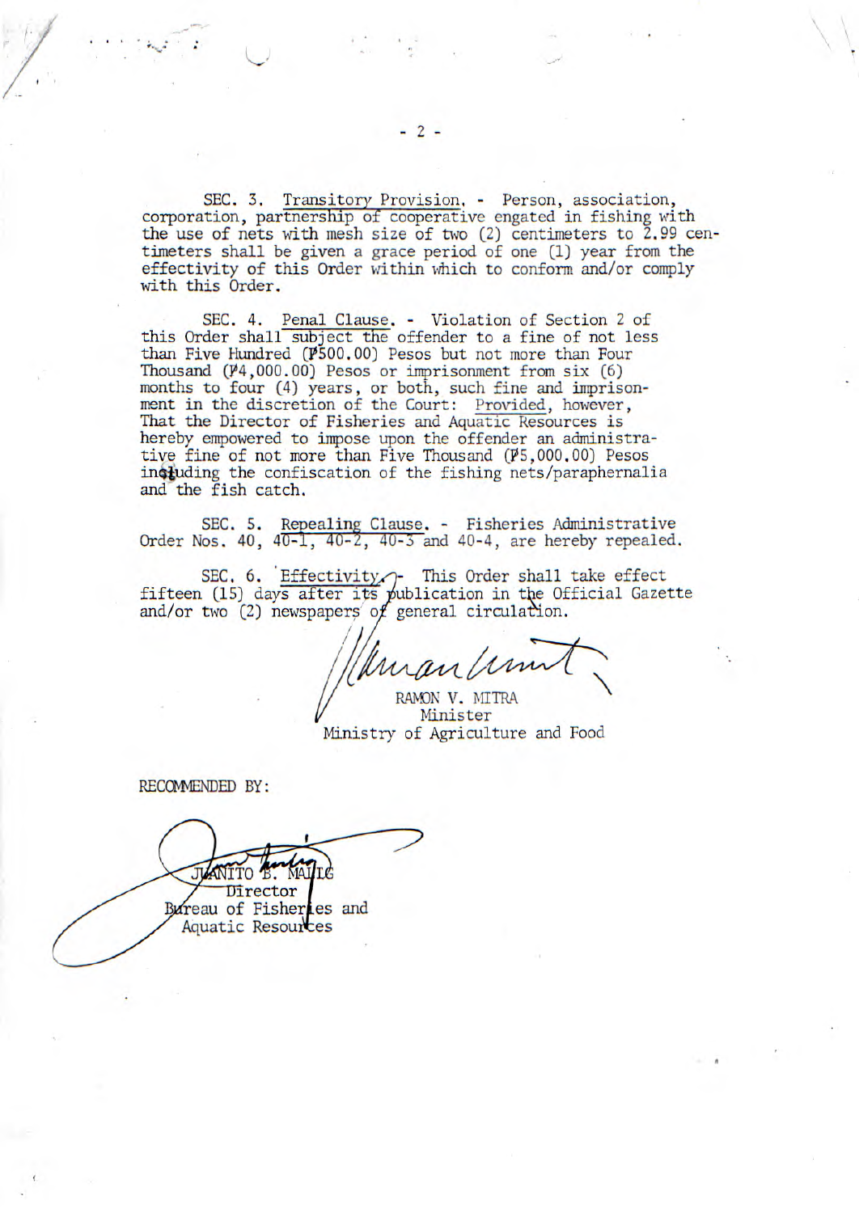SEC. 3. Transitory Provision. - Person, association, corporation, partnership of cooperative engated in fishing with the use of nets with mesh size of two (2) centimeters to 2.99 centimeters shall be given a grace period of one (1) year from the effectivity of this Order within which to conform and/or comply with this Order.

SEC. 4. Penal Clause. - Violation of Section 2 of this Order shall subject the offender to a fine of not less than Five Hundred (₱500.00) Pesos but not more than Four Thousand (₱4,000.00) Pesos or imprisonment from six (6) months to four (4) years, or both, such fine and imprisonment in the discretion of the Court: Provided, however, That the Director of Fisheries and Aquatic Resources is hereby empowered to impose upon the offender an administrative fine of not more than Five Thousand (₱5,000.00) Pesos including the confiscation of the fishing nets/paraphernalia and the fish catch.

SEC. 5. Repealing Clause. - Fisheries Administrative Order Nos. 40, 40-1, 40-2, 40-3 and 40-4, are hereby repealed.

SEC. 6. Effectivity. - This Order shall take effect fifteen (15) days after its publication in the Official Gazette and/or two (2) newspapers of general circulation.

RAMON V. MITRA
Minister
Ministry of Agriculture and Food

RECOMMENDED BY:

JUANITO B. MALIG
Director
Bureau of Fisheries and
Aquatic Resources